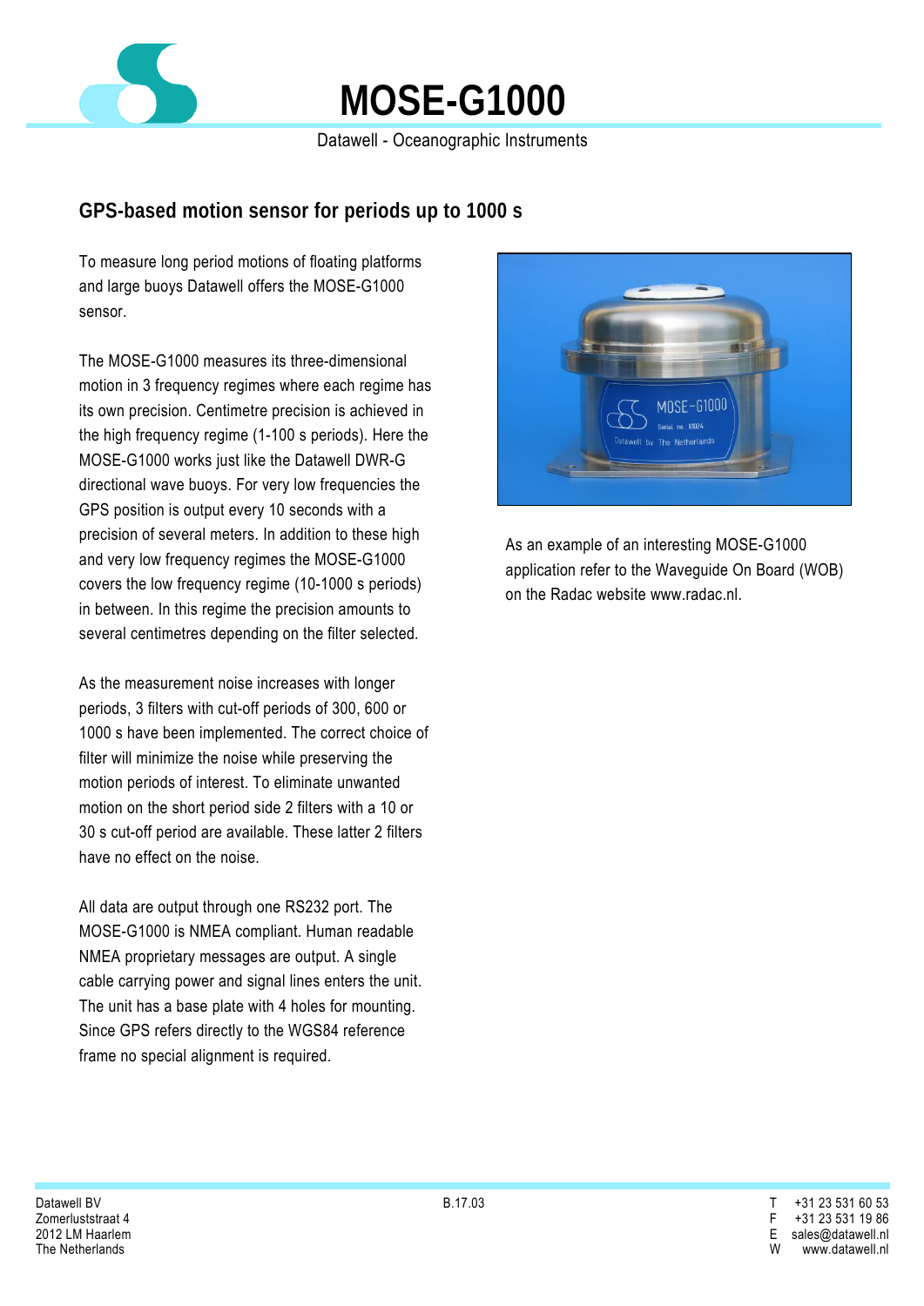# MOSE-G1000

Datawell - Oceanographic Instruments

## GPS-based motion sensor for periods up to 1000 s

To measure long period motions of floating platforms and large buoys Datawell offers the MOSE-G1000 sensor.

The MOSE-G1000 measures its three-dimensional motion in 3 frequency regimes where each regime has its own precision. Centimetre precision is achieved in the high frequency regime (1-100 s periods). Here the MOSE-G1000 works just like the Datawell DWR-G directional wave buoys. For very low frequencies the GPS position is output every 10 seconds with a precision of several meters. In addition to these high and very low frequency regimes the MOSE-G1000 covers the low frequency regime (10-1000 s periods) in between. In this regime the precision amounts to several centimetres depending on the filter selected.

As the measurement noise increases with longer periods, 3 filters with cut-off periods of 300, 600 or 1000 s have been implemented. The correct choice of filter will minimize the noise while preserving the motion periods of interest. To eliminate unwanted motion on the short period side 2 filters with a 10 or 30 s cut-off period are available. These latter 2 filters have no effect on the noise.

All data are output through one RS232 port. The MOSE-G1000 is NMEA compliant. Human readable NMEA proprietary messages are output. A single cable carrying power and signal lines enters the unit. The unit has a base plate with 4 holes for mounting. Since GPS refers directly to the WGS84 reference frame no special alignment is required.

As an example of an interesting MOSE-G1000 application refer to the Waveguide On Board (WOB) on the Radac website www.radac.nl.

Datawell BV
Zomerluststraat 4
2012 LM Haarlem
The Netherlands

B.17.03

T +31 23 531 60 53
F +31 23 531 19 86
E sales@datawell.nl
W www.datawell.nl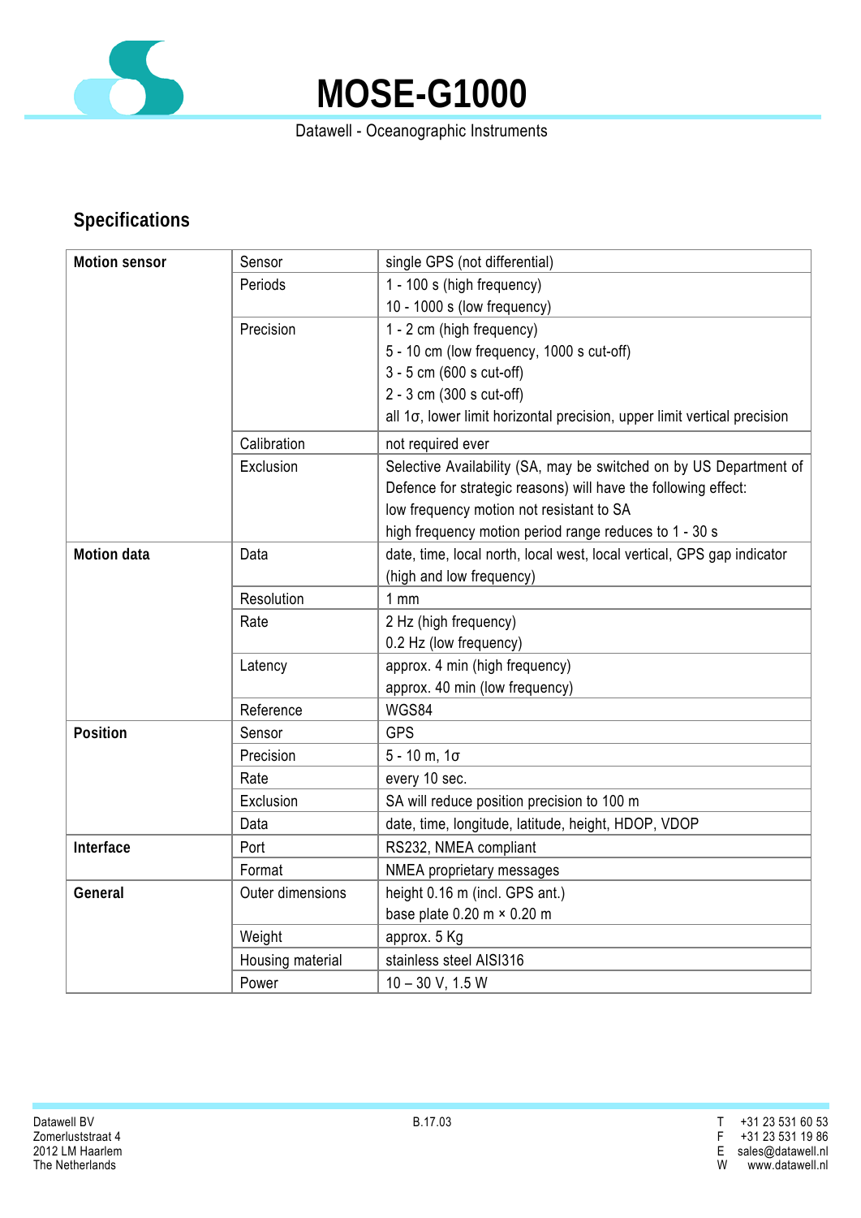# MOSE-G1000

Datawell - Oceanographic Instruments

## Specifications

| | | |
|---|---|---|
| **Motion sensor** | Sensor | single GPS (not differential) |
| | Periods | 1 - 100 s (high frequency)<br>10 - 1000 s (low frequency) |
| | Precision | 1 - 2 cm (high frequency)<br>5 - 10 cm (low frequency, 1000 s cut-off)<br>3 - 5 cm (600 s cut-off)<br>2 - 3 cm (300 s cut-off)<br>all 1σ, lower limit horizontal precision, upper limit vertical precision |
| | Calibration | not required ever |
| | Exclusion | Selective Availability (SA, may be switched on by US Department of Defence for strategic reasons) will have the following effect:<br>low frequency motion not resistant to SA<br>high frequency motion period range reduces to 1 - 30 s |
| **Motion data** | Data | date, time, local north, local west, local vertical, GPS gap indicator (high and low frequency) |
| | Resolution | 1 mm |
| | Rate | 2 Hz (high frequency)<br>0.2 Hz (low frequency) |
| | Latency | approx. 4 min (high frequency)<br>approx. 40 min (low frequency) |
| | Reference | WGS84 |
| **Position** | Sensor | GPS |
| | Precision | 5 - 10 m, 1σ |
| | Rate | every 10 sec. |
| | Exclusion | SA will reduce position precision to 100 m |
| | Data | date, time, longitude, latitude, height, HDOP, VDOP |
| **Interface** | Port | RS232, NMEA compliant |
| | Format | NMEA proprietary messages |
| **General** | Outer dimensions | height 0.16 m (incl. GPS ant.)<br>base plate 0.20 m × 0.20 m |
| | Weight | approx. 5 Kg |
| | Housing material | stainless steel AISI316 |
| | Power | 10 – 30 V, 1.5 W |

Datawell BV
Zomerluststraat 4
2012 LM Haarlem
The Netherlands

B.17.03

T +31 23 531 60 53
F +31 23 531 19 86
E sales@datawell.nl
W www.datawell.nl